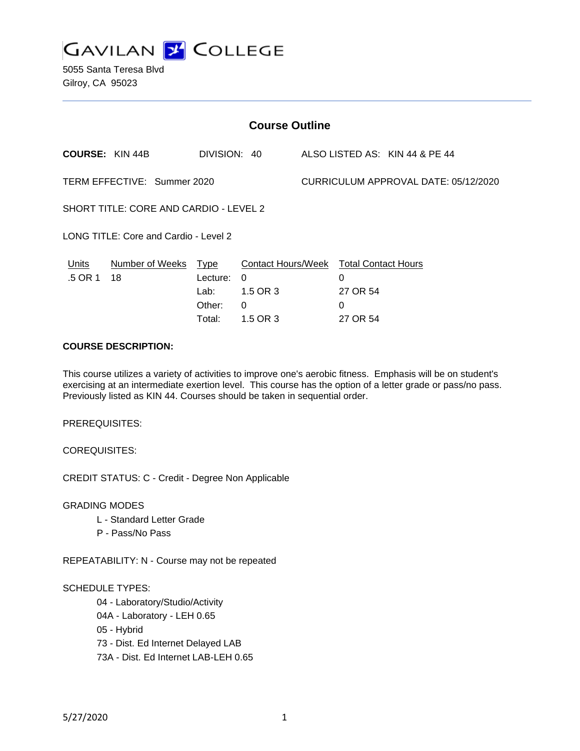# GAVILAN COLLEGE

5055 Santa Teresa Blvd
Gilroy, CA 95023

## Course Outline

**COURSE:** KIN 44B DIVISION: 40 ALSO LISTED AS: KIN 44 & PE 44

TERM EFFECTIVE: Summer 2020 CURRICULUM APPROVAL DATE: 05/12/2020

SHORT TITLE: CORE AND CARDIO - LEVEL 2

LONG TITLE: Core and Cardio - Level 2

| Units | Number of Weeks | Type | Contact Hours/Week | Total Contact Hours |
|---|---|---|---|---|
| .5 OR 1 | 18 | Lecture: | 0 | 0 |
| | | Lab: | 1.5 OR 3 | 27 OR 54 |
| | | Other: | 0 | 0 |
| | | Total: | 1.5 OR 3 | 27 OR 54 |

**COURSE DESCRIPTION:**

This course utilizes a variety of activities to improve one's aerobic fitness. Emphasis will be on student's exercising at an intermediate exertion level. This course has the option of a letter grade or pass/no pass. Previously listed as KIN 44. Courses should be taken in sequential order.

PREREQUISITES:

COREQUISITES:

CREDIT STATUS: C - Credit - Degree Non Applicable

GRADING MODES

- L - Standard Letter Grade
- P - Pass/No Pass

REPEATABILITY: N - Course may not be repeated

SCHEDULE TYPES:

- 04 - Laboratory/Studio/Activity
- 04A - Laboratory - LEH 0.65
- 05 - Hybrid
- 73 - Dist. Ed Internet Delayed LAB
- 73A - Dist. Ed Internet LAB-LEH 0.65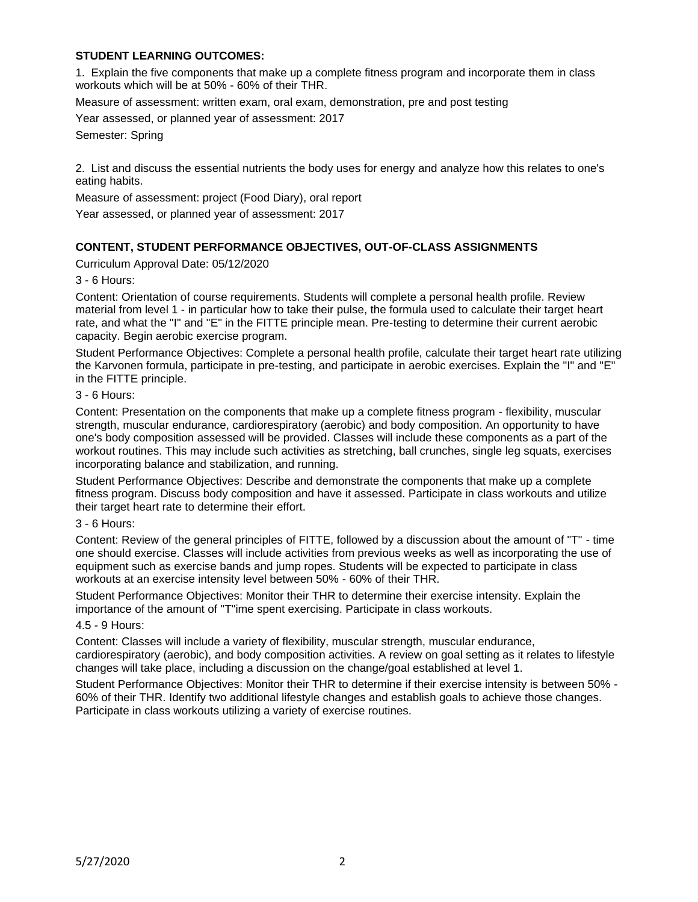**STUDENT LEARNING OUTCOMES:**

1. Explain the five components that make up a complete fitness program and incorporate them in class workouts which will be at 50% - 60% of their THR.

Measure of assessment: written exam, oral exam, demonstration, pre and post testing

Year assessed, or planned year of assessment: 2017

Semester: Spring

2. List and discuss the essential nutrients the body uses for energy and analyze how this relates to one's eating habits.

Measure of assessment: project (Food Diary), oral report

Year assessed, or planned year of assessment: 2017

**CONTENT, STUDENT PERFORMANCE OBJECTIVES, OUT-OF-CLASS ASSIGNMENTS**

Curriculum Approval Date: 05/12/2020

3 - 6 Hours:

Content: Orientation of course requirements. Students will complete a personal health profile. Review material from level 1 - in particular how to take their pulse, the formula used to calculate their target heart rate, and what the "I" and "E" in the FITTE principle mean. Pre-testing to determine their current aerobic capacity. Begin aerobic exercise program.

Student Performance Objectives: Complete a personal health profile, calculate their target heart rate utilizing the Karvonen formula, participate in pre-testing, and participate in aerobic exercises. Explain the "I" and "E" in the FITTE principle.

3 - 6 Hours:

Content: Presentation on the components that make up a complete fitness program - flexibility, muscular strength, muscular endurance, cardiorespiratory (aerobic) and body composition. An opportunity to have one's body composition assessed will be provided. Classes will include these components as a part of the workout routines. This may include such activities as stretching, ball crunches, single leg squats, exercises incorporating balance and stabilization, and running.

Student Performance Objectives: Describe and demonstrate the components that make up a complete fitness program. Discuss body composition and have it assessed. Participate in class workouts and utilize their target heart rate to determine their effort.

3 - 6 Hours:

Content: Review of the general principles of FITTE, followed by a discussion about the amount of "T" - time one should exercise. Classes will include activities from previous weeks as well as incorporating the use of equipment such as exercise bands and jump ropes. Students will be expected to participate in class workouts at an exercise intensity level between 50% - 60% of their THR.

Student Performance Objectives: Monitor their THR to determine their exercise intensity. Explain the importance of the amount of "T"ime spent exercising. Participate in class workouts.

4.5 - 9 Hours:

Content: Classes will include a variety of flexibility, muscular strength, muscular endurance, cardiorespiratory (aerobic), and body composition activities. A review on goal setting as it relates to lifestyle changes will take place, including a discussion on the change/goal established at level 1.

Student Performance Objectives: Monitor their THR to determine if their exercise intensity is between 50% - 60% of their THR. Identify two additional lifestyle changes and establish goals to achieve those changes. Participate in class workouts utilizing a variety of exercise routines.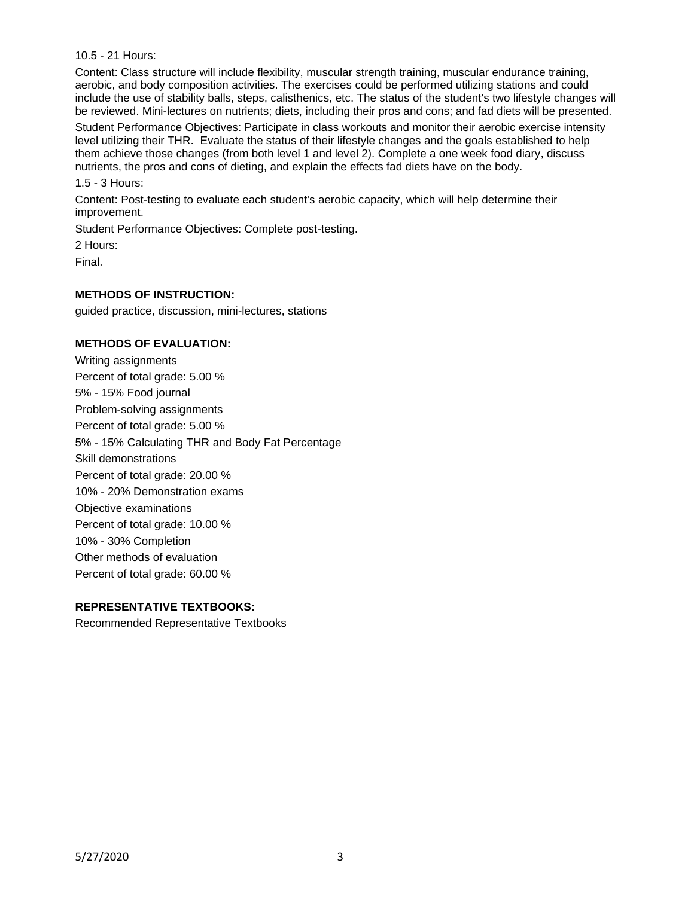10.5 - 21 Hours:

Content: Class structure will include flexibility, muscular strength training, muscular endurance training, aerobic, and body composition activities. The exercises could be performed utilizing stations and could include the use of stability balls, steps, calisthenics, etc. The status of the student's two lifestyle changes will be reviewed. Mini-lectures on nutrients; diets, including their pros and cons; and fad diets will be presented.

Student Performance Objectives: Participate in class workouts and monitor their aerobic exercise intensity level utilizing their THR. Evaluate the status of their lifestyle changes and the goals established to help them achieve those changes (from both level 1 and level 2). Complete a one week food diary, discuss nutrients, the pros and cons of dieting, and explain the effects fad diets have on the body.

1.5 - 3 Hours:

Content: Post-testing to evaluate each student's aerobic capacity, which will help determine their improvement.

Student Performance Objectives: Complete post-testing.

2 Hours:

Final.

## METHODS OF INSTRUCTION:

guided practice, discussion, mini-lectures, stations

## METHODS OF EVALUATION:

Writing assignments
Percent of total grade: 5.00 %
5% - 15% Food journal
Problem-solving assignments
Percent of total grade: 5.00 %
5% - 15% Calculating THR and Body Fat Percentage
Skill demonstrations
Percent of total grade: 20.00 %
10% - 20% Demonstration exams
Objective examinations
Percent of total grade: 10.00 %
10% - 30% Completion
Other methods of evaluation
Percent of total grade: 60.00 %

## REPRESENTATIVE TEXTBOOKS:

Recommended Representative Textbooks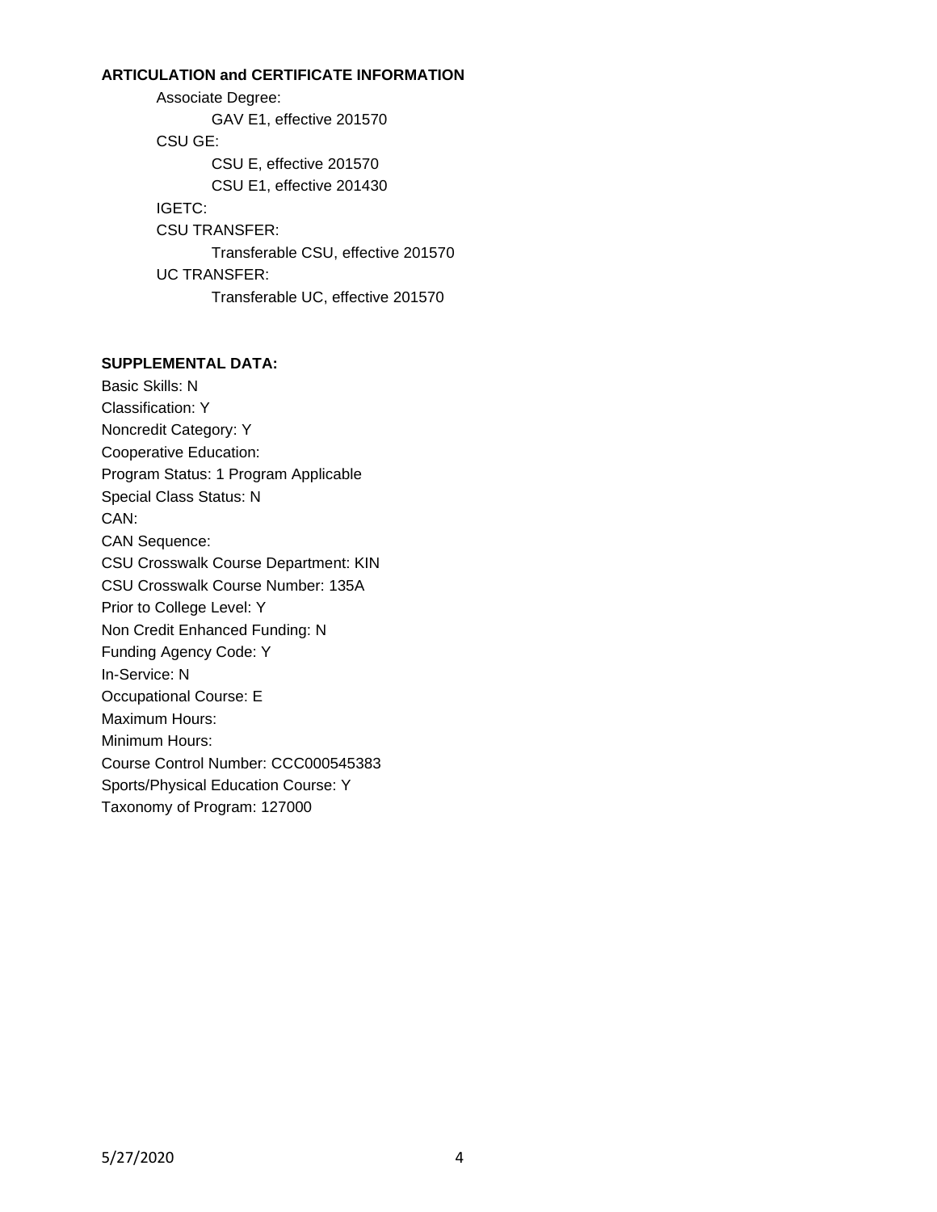**ARTICULATION and CERTIFICATE INFORMATION**

Associate Degree:

GAV E1, effective 201570

CSU GE:

CSU E, effective 201570

CSU E1, effective 201430

IGETC:

CSU TRANSFER:

Transferable CSU, effective 201570

UC TRANSFER:

Transferable UC, effective 201570

**SUPPLEMENTAL DATA:**

Basic Skills: N
Classification: Y
Noncredit Category: Y
Cooperative Education:
Program Status: 1 Program Applicable
Special Class Status: N
CAN:
CAN Sequence:
CSU Crosswalk Course Department: KIN
CSU Crosswalk Course Number: 135A
Prior to College Level: Y
Non Credit Enhanced Funding: N
Funding Agency Code: Y
In-Service: N
Occupational Course: E
Maximum Hours:
Minimum Hours:
Course Control Number: CCC000545383
Sports/Physical Education Course: Y
Taxonomy of Program: 127000